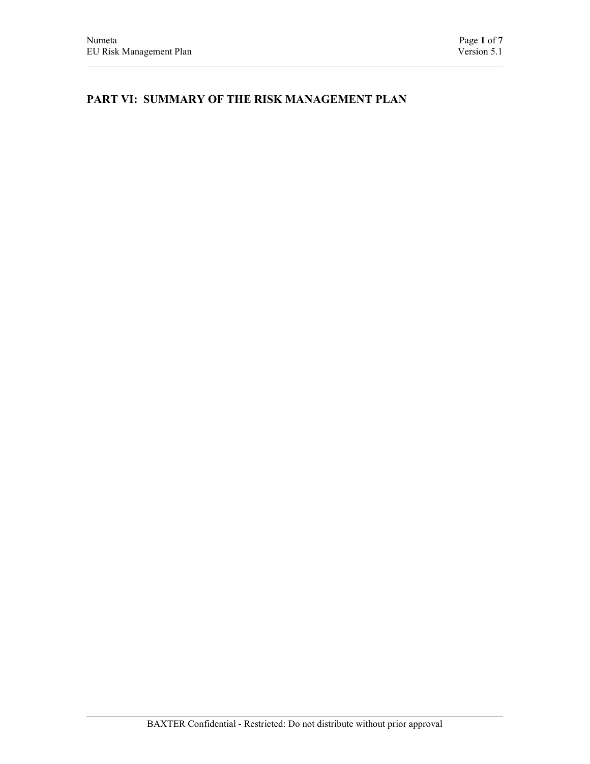# PART VI: SUMMARY OF THE RISK MANAGEMENT PLAN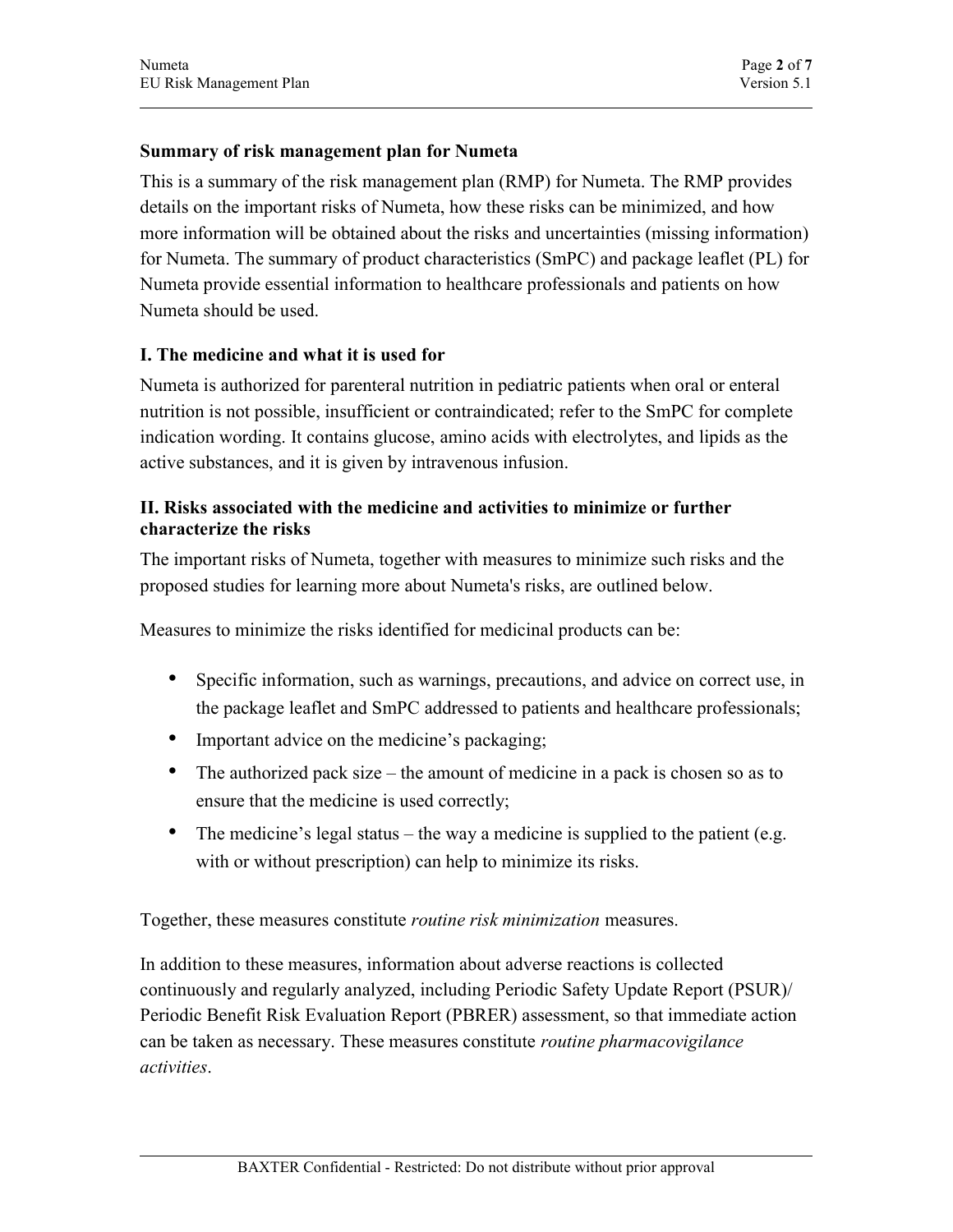## Summary of risk management plan for Numeta

This is a summary of the risk management plan (RMP) for Numeta. The RMP provides details on the important risks of Numeta, how these risks can be minimized, and how more information will be obtained about the risks and uncertainties (missing information) for Numeta. The summary of product characteristics (SmPC) and package leaflet (PL) for Numeta provide essential information to healthcare professionals and patients on how Numeta should be used.

## I. The medicine and what it is used for

Numeta is authorized for parenteral nutrition in pediatric patients when oral or enteral nutrition is not possible, insufficient or contraindicated; refer to the SmPC for complete indication wording. It contains glucose, amino acids with electrolytes, and lipids as the active substances, and it is given by intravenous infusion.

## II. Risks associated with the medicine and activities to minimize or further characterize the risks

The important risks of Numeta, together with measures to minimize such risks and the proposed studies for learning more about Numeta's risks, are outlined below.

Measures to minimize the risks identified for medicinal products can be:

- Specific information, such as warnings, precautions, and advice on correct use, in the package leaflet and SmPC addressed to patients and healthcare professionals;
- Important advice on the medicine's packaging;
- The authorized pack size – the amount of medicine in a pack is chosen so as to ensure that the medicine is used correctly;
- The medicine's legal status – the way a medicine is supplied to the patient (e.g. with or without prescription) can help to minimize its risks.

Together, these measures constitute *routine risk minimization* measures.

In addition to these measures, information about adverse reactions is collected continuously and regularly analyzed, including Periodic Safety Update Report (PSUR)/ Periodic Benefit Risk Evaluation Report (PBRER) assessment, so that immediate action can be taken as necessary. These measures constitute *routine pharmacovigilance activities*.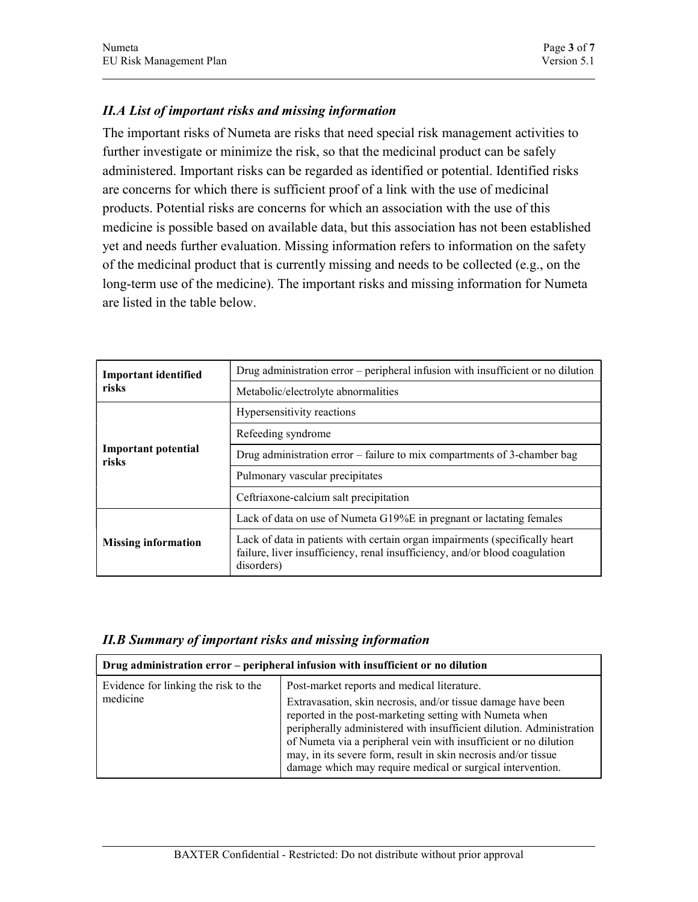### *II.A List of important risks and missing information*

The important risks of Numeta are risks that need special risk management activities to further investigate or minimize the risk, so that the medicinal product can be safely administered. Important risks can be regarded as identified or potential. Identified risks are concerns for which there is sufficient proof of a link with the use of medicinal products. Potential risks are concerns for which an association with the use of this medicine is possible based on available data, but this association has not been established yet and needs further evaluation. Missing information refers to information on the safety of the medicinal product that is currently missing and needs to be collected (e.g., on the long-term use of the medicine). The important risks and missing information for Numeta are listed in the table below.

| | |
|---|---|
| **Important identified risks** | Drug administration error – peripheral infusion with insufficient or no dilution |
| | Metabolic/electrolyte abnormalities |
| **Important potential risks** | Hypersensitivity reactions |
| | Refeeding syndrome |
| | Drug administration error – failure to mix compartments of 3-chamber bag |
| | Pulmonary vascular precipitates |
| | Ceftriaxone-calcium salt precipitation |
| **Missing information** | Lack of data on use of Numeta G19%E in pregnant or lactating females |
| | Lack of data in patients with certain organ impairments (specifically heart failure, liver insufficiency, renal insufficiency, and/or blood coagulation disorders) |

### *II.B Summary of important risks and missing information*

| **Drug administration error – peripheral infusion with insufficient or no dilution** | |
|---|---|
| Evidence for linking the risk to the medicine | Post-market reports and medical literature.<br>Extravasation, skin necrosis, and/or tissue damage have been reported in the post-marketing setting with Numeta when peripherally administered with insufficient dilution. Administration of Numeta via a peripheral vein with insufficient or no dilution may, in its severe form, result in skin necrosis and/or tissue damage which may require medical or surgical intervention. |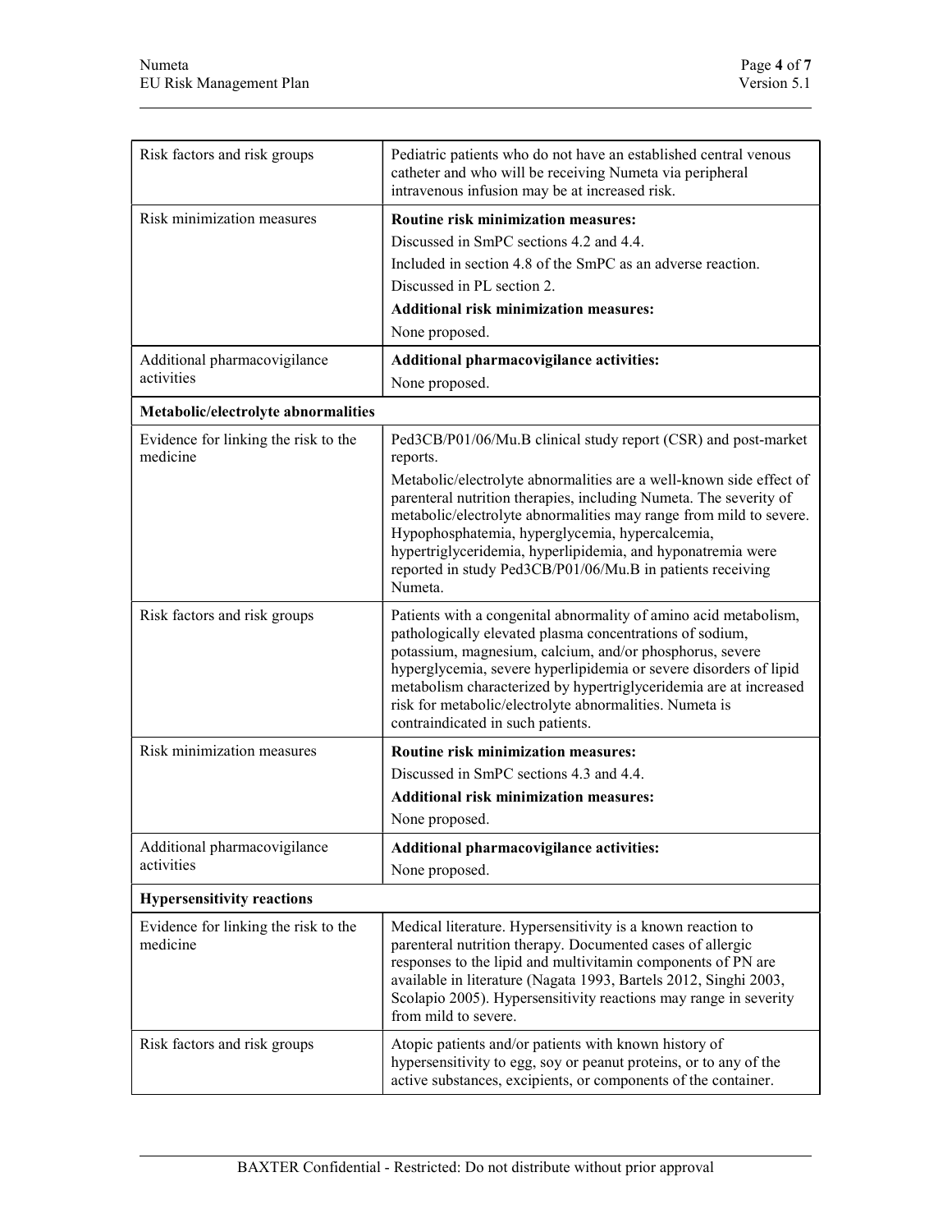| | |
|---|---|
| Risk factors and risk groups | Pediatric patients who do not have an established central venous catheter and who will be receiving Numeta via peripheral intravenous infusion may be at increased risk. |
| Risk minimization measures | **Routine risk minimization measures:**<br>Discussed in SmPC sections 4.2 and 4.4.<br>Included in section 4.8 of the SmPC as an adverse reaction.<br>Discussed in PL section 2.<br>**Additional risk minimization measures:**<br>None proposed. |
| Additional pharmacovigilance activities | **Additional pharmacovigilance activities:**<br>None proposed. |
| **Metabolic/electrolyte abnormalities** | |
| Evidence for linking the risk to the medicine | Ped3CB/P01/06/Mu.B clinical study report (CSR) and post-market reports.<br>Metabolic/electrolyte abnormalities are a well-known side effect of parenteral nutrition therapies, including Numeta. The severity of metabolic/electrolyte abnormalities may range from mild to severe. Hypophosphatemia, hyperglycemia, hypercalcemia, hypertriglyceridemia, hyperlipidemia, and hyponatremia were reported in study Ped3CB/P01/06/Mu.B in patients receiving Numeta. |
| Risk factors and risk groups | Patients with a congenital abnormality of amino acid metabolism, pathologically elevated plasma concentrations of sodium, potassium, magnesium, calcium, and/or phosphorus, severe hyperglycemia, severe hyperlipidemia or severe disorders of lipid metabolism characterized by hypertriglyceridemia are at increased risk for metabolic/electrolyte abnormalities. Numeta is contraindicated in such patients. |
| Risk minimization measures | **Routine risk minimization measures:**<br>Discussed in SmPC sections 4.3 and 4.4.<br>**Additional risk minimization measures:**<br>None proposed. |
| Additional pharmacovigilance activities | **Additional pharmacovigilance activities:**<br>None proposed. |
| **Hypersensitivity reactions** | |
| Evidence for linking the risk to the medicine | Medical literature. Hypersensitivity is a known reaction to parenteral nutrition therapy. Documented cases of allergic responses to the lipid and multivitamin components of PN are available in literature (Nagata 1993, Bartels 2012, Singhi 2003, Scolapio 2005). Hypersensitivity reactions may range in severity from mild to severe. |
| Risk factors and risk groups | Atopic patients and/or patients with known history of hypersensitivity to egg, soy or peanut proteins, or to any of the active substances, excipients, or components of the container. |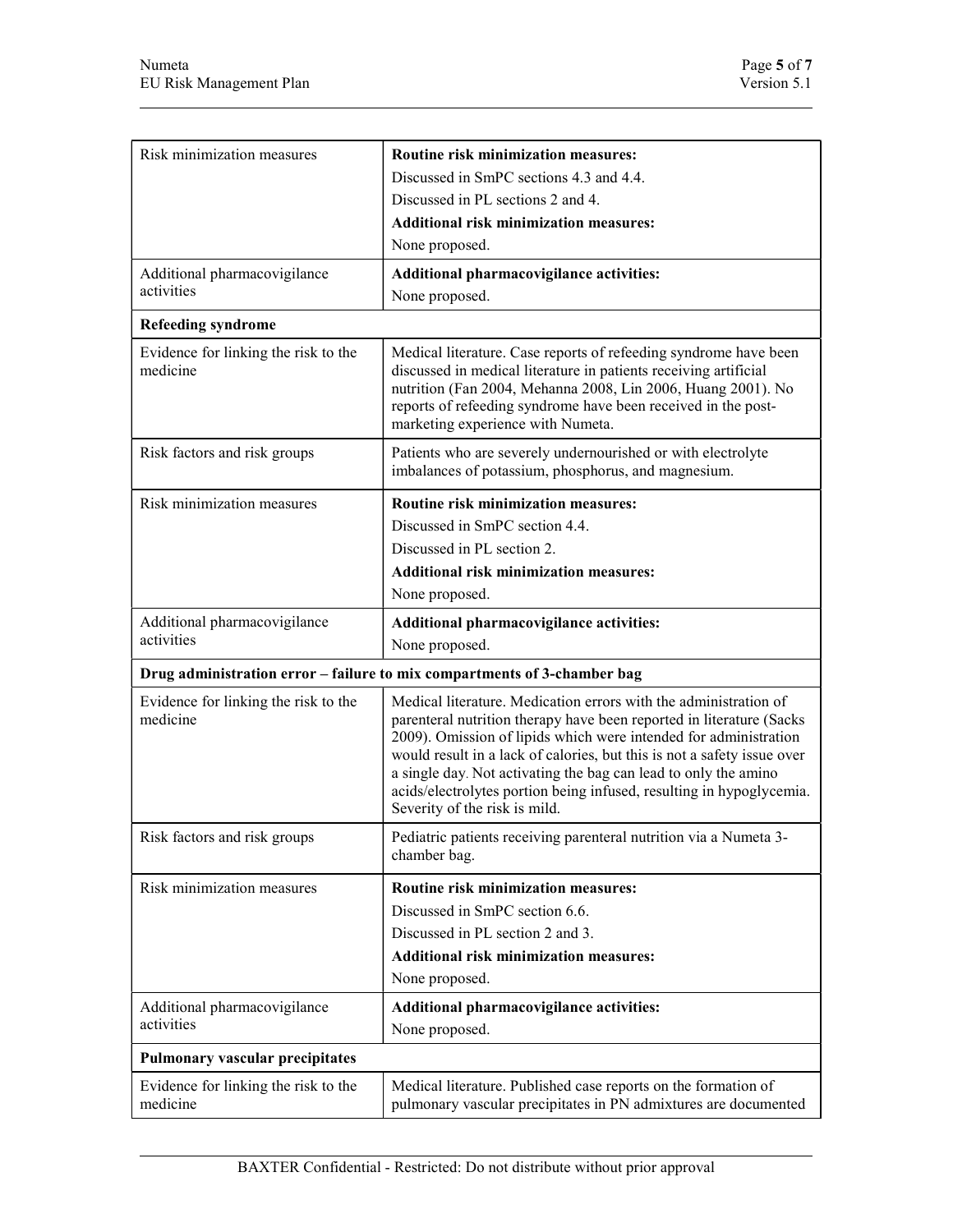| | |
|---|---|
| Risk minimization measures | **Routine risk minimization measures:**<br>Discussed in SmPC sections 4.3 and 4.4.<br>Discussed in PL sections 2 and 4.<br>**Additional risk minimization measures:**<br>None proposed. |
| Additional pharmacovigilance activities | **Additional pharmacovigilance activities:**<br>None proposed. |
| **Refeeding syndrome** | |
| Evidence for linking the risk to the medicine | Medical literature. Case reports of refeeding syndrome have been discussed in medical literature in patients receiving artificial nutrition (Fan 2004, Mehanna 2008, Lin 2006, Huang 2001). No reports of refeeding syndrome have been received in the post-marketing experience with Numeta. |
| Risk factors and risk groups | Patients who are severely undernourished or with electrolyte imbalances of potassium, phosphorus, and magnesium. |
| Risk minimization measures | **Routine risk minimization measures:**<br>Discussed in SmPC section 4.4.<br>Discussed in PL section 2.<br>**Additional risk minimization measures:**<br>None proposed. |
| Additional pharmacovigilance activities | **Additional pharmacovigilance activities:**<br>None proposed. |
| **Drug administration error – failure to mix compartments of 3-chamber bag** | |
| Evidence for linking the risk to the medicine | Medical literature. Medication errors with the administration of parenteral nutrition therapy have been reported in literature (Sacks 2009). Omission of lipids which were intended for administration would result in a lack of calories, but this is not a safety issue over a single day. Not activating the bag can lead to only the amino acids/electrolytes portion being infused, resulting in hypoglycemia. Severity of the risk is mild. |
| Risk factors and risk groups | Pediatric patients receiving parenteral nutrition via a Numeta 3-chamber bag. |
| Risk minimization measures | **Routine risk minimization measures:**<br>Discussed in SmPC section 6.6.<br>Discussed in PL section 2 and 3.<br>**Additional risk minimization measures:**<br>None proposed. |
| Additional pharmacovigilance activities | **Additional pharmacovigilance activities:**<br>None proposed. |
| **Pulmonary vascular precipitates** | |
| Evidence for linking the risk to the medicine | Medical literature. Published case reports on the formation of pulmonary vascular precipitates in PN admixtures are documented |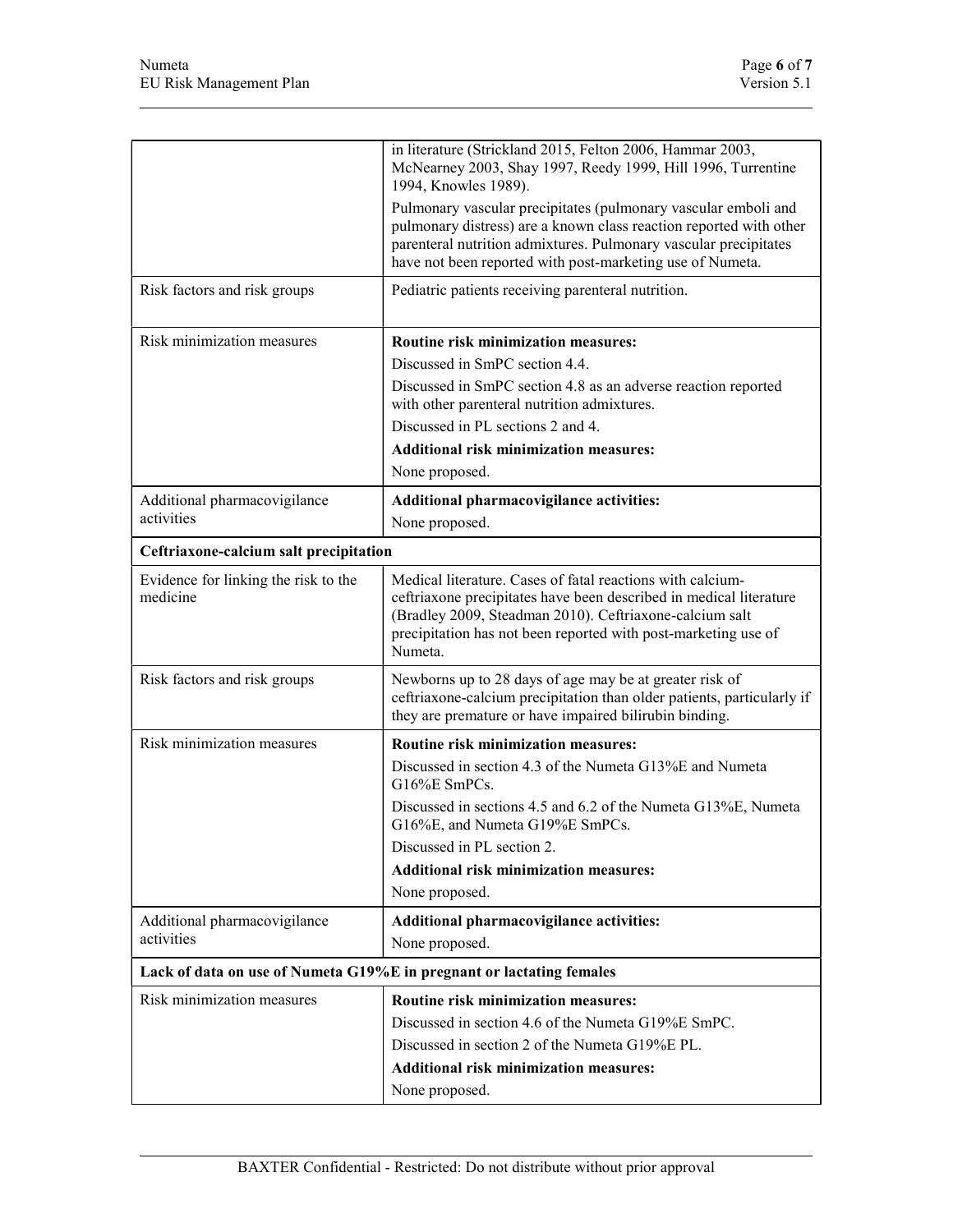| | |
|---|---|
| | in literature (Strickland 2015, Felton 2006, Hammar 2003, McNearney 2003, Shay 1997, Reedy 1999, Hill 1996, Turrentine 1994, Knowles 1989).<br>Pulmonary vascular precipitates (pulmonary vascular emboli and pulmonary distress) are a known class reaction reported with other parenteral nutrition admixtures. Pulmonary vascular precipitates have not been reported with post-marketing use of Numeta. |
| Risk factors and risk groups | Pediatric patients receiving parenteral nutrition. |
| Risk minimization measures | **Routine risk minimization measures:**<br>Discussed in SmPC section 4.4.<br>Discussed in SmPC section 4.8 as an adverse reaction reported with other parenteral nutrition admixtures.<br>Discussed in PL sections 2 and 4.<br>**Additional risk minimization measures:**<br>None proposed. |
| Additional pharmacovigilance activities | **Additional pharmacovigilance activities:**<br>None proposed. |
| **Ceftriaxone-calcium salt precipitation** | |
| Evidence for linking the risk to the medicine | Medical literature. Cases of fatal reactions with calcium-ceftriaxone precipitates have been described in medical literature (Bradley 2009, Steadman 2010). Ceftriaxone-calcium salt precipitation has not been reported with post-marketing use of Numeta. |
| Risk factors and risk groups | Newborns up to 28 days of age may be at greater risk of ceftriaxone-calcium precipitation than older patients, particularly if they are premature or have impaired bilirubin binding. |
| Risk minimization measures | **Routine risk minimization measures:**<br>Discussed in section 4.3 of the Numeta G13%E and Numeta G16%E SmPCs.<br>Discussed in sections 4.5 and 6.2 of the Numeta G13%E, Numeta G16%E, and Numeta G19%E SmPCs.<br>Discussed in PL section 2.<br>**Additional risk minimization measures:**<br>None proposed. |
| Additional pharmacovigilance activities | **Additional pharmacovigilance activities:**<br>None proposed. |
| **Lack of data on use of Numeta G19%E in pregnant or lactating females** | |
| Risk minimization measures | **Routine risk minimization measures:**<br>Discussed in section 4.6 of the Numeta G19%E SmPC.<br>Discussed in section 2 of the Numeta G19%E PL.<br>**Additional risk minimization measures:**<br>None proposed. |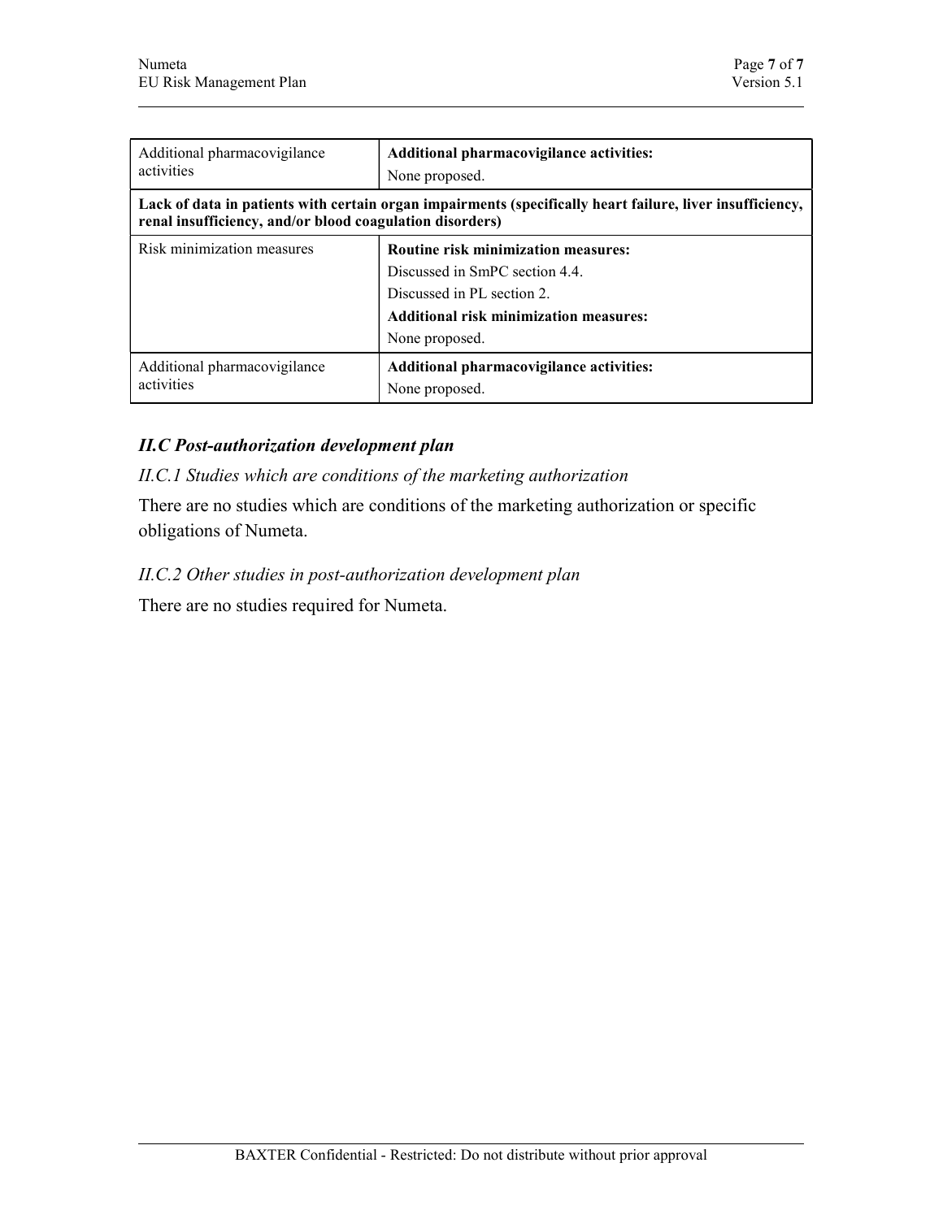| | |
|---|---|
| Additional pharmacovigilance activities | **Additional pharmacovigilance activities:**<br>None proposed. |
| **Lack of data in patients with certain organ impairments (specifically heart failure, liver insufficiency, renal insufficiency, and/or blood coagulation disorders)** | |
| Risk minimization measures | **Routine risk minimization measures:**<br>Discussed in SmPC section 4.4.<br>Discussed in PL section 2.<br>**Additional risk minimization measures:**<br>None proposed. |
| Additional pharmacovigilance activities | **Additional pharmacovigilance activities:**<br>None proposed. |

## *II.C Post-authorization development plan*

### *II.C.1 Studies which are conditions of the marketing authorization*

There are no studies which are conditions of the marketing authorization or specific obligations of Numeta.

### *II.C.2 Other studies in post-authorization development plan*

There are no studies required for Numeta.